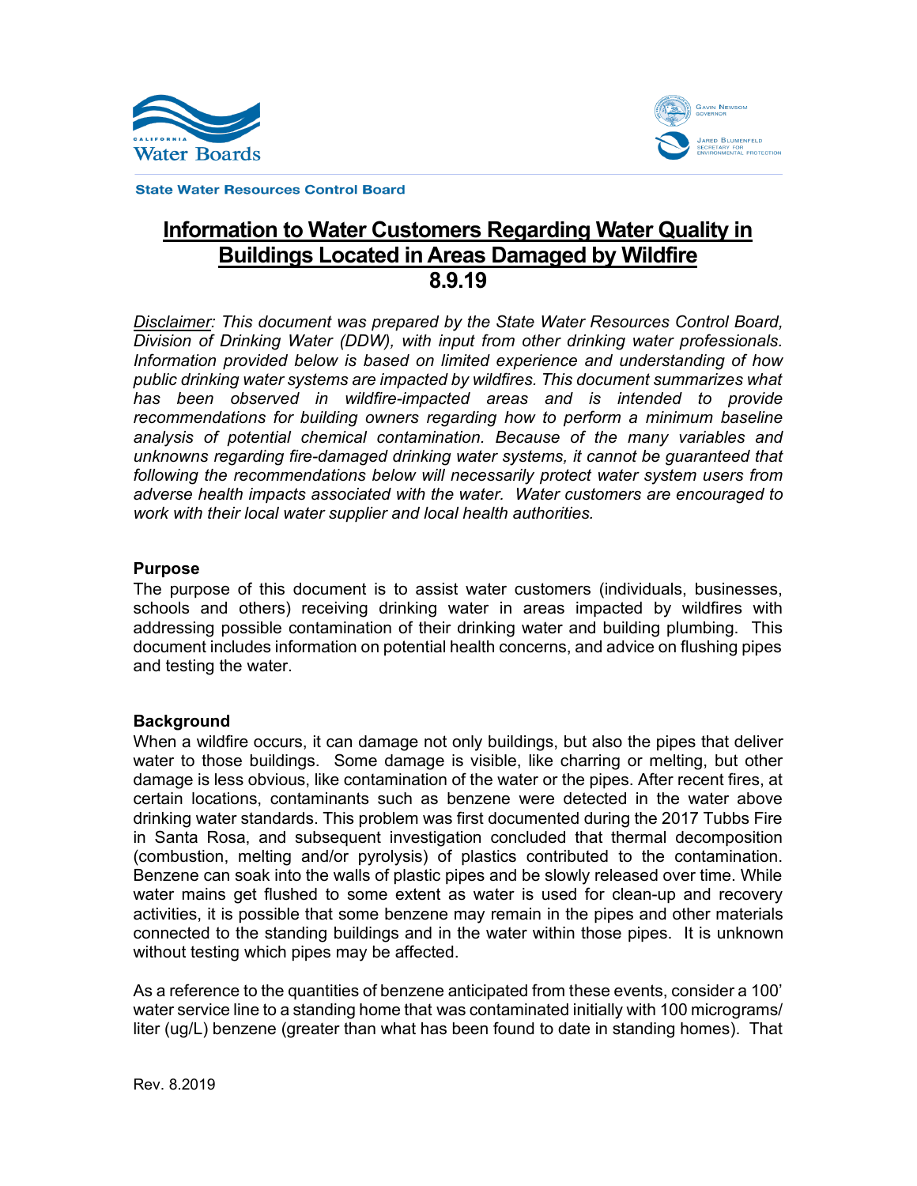State Water Resources Control Board

# Information to Water Customers Regarding Water Quality in Buildings Located in Areas Damaged by Wildfire

## 8.9.19

*Disclaimer: This document was prepared by the State Water Resources Control Board, Division of Drinking Water (DDW), with input from other drinking water professionals. Information provided below is based on limited experience and understanding of how public drinking water systems are impacted by wildfires. This document summarizes what has been observed in wildfire-impacted areas and is intended to provide recommendations for building owners regarding how to perform a minimum baseline analysis of potential chemical contamination. Because of the many variables and unknowns regarding fire-damaged drinking water systems, it cannot be guaranteed that following the recommendations below will necessarily protect water system users from adverse health impacts associated with the water. Water customers are encouraged to work with their local water supplier and local health authorities.*

**Purpose**

The purpose of this document is to assist water customers (individuals, businesses, schools and others) receiving drinking water in areas impacted by wildfires with addressing possible contamination of their drinking water and building plumbing. This document includes information on potential health concerns, and advice on flushing pipes and testing the water.

**Background**

When a wildfire occurs, it can damage not only buildings, but also the pipes that deliver water to those buildings. Some damage is visible, like charring or melting, but other damage is less obvious, like contamination of the water or the pipes. After recent fires, at certain locations, contaminants such as benzene were detected in the water above drinking water standards. This problem was first documented during the 2017 Tubbs Fire in Santa Rosa, and subsequent investigation concluded that thermal decomposition (combustion, melting and/or pyrolysis) of plastics contributed to the contamination. Benzene can soak into the walls of plastic pipes and be slowly released over time. While water mains get flushed to some extent as water is used for clean-up and recovery activities, it is possible that some benzene may remain in the pipes and other materials connected to the standing buildings and in the water within those pipes. It is unknown without testing which pipes may be affected.

As a reference to the quantities of benzene anticipated from these events, consider a 100' water service line to a standing home that was contaminated initially with 100 micrograms/liter (ug/L) benzene (greater than what has been found to date in standing homes). That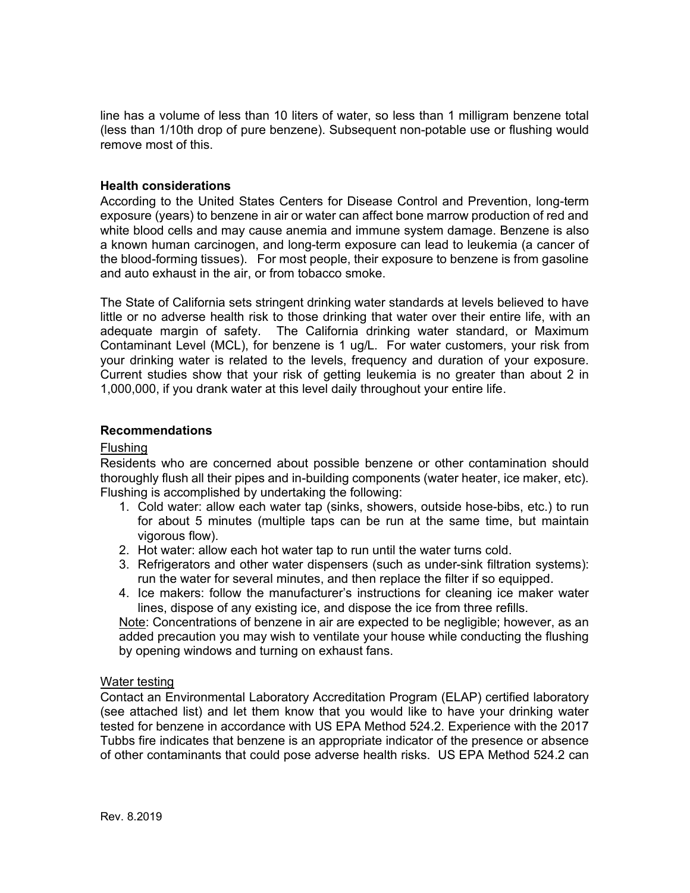line has a volume of less than 10 liters of water, so less than 1 milligram benzene total (less than 1/10th drop of pure benzene). Subsequent non-potable use or flushing would remove most of this.

**Health considerations**

According to the United States Centers for Disease Control and Prevention, long-term exposure (years) to benzene in air or water can affect bone marrow production of red and white blood cells and may cause anemia and immune system damage. Benzene is also a known human carcinogen, and long-term exposure can lead to leukemia (a cancer of the blood-forming tissues). For most people, their exposure to benzene is from gasoline and auto exhaust in the air, or from tobacco smoke.

The State of California sets stringent drinking water standards at levels believed to have little or no adverse health risk to those drinking that water over their entire life, with an adequate margin of safety. The California drinking water standard, or Maximum Contaminant Level (MCL), for benzene is 1 ug/L. For water customers, your risk from your drinking water is related to the levels, frequency and duration of your exposure. Current studies show that your risk of getting leukemia is no greater than about 2 in 1,000,000, if you drank water at this level daily throughout your entire life.

**Recommendations**

Flushing

Residents who are concerned about possible benzene or other contamination should thoroughly flush all their pipes and in-building components (water heater, ice maker, etc). Flushing is accomplished by undertaking the following:

1. Cold water: allow each water tap (sinks, showers, outside hose-bibs, etc.) to run for about 5 minutes (multiple taps can be run at the same time, but maintain vigorous flow).
2. Hot water: allow each hot water tap to run until the water turns cold.
3. Refrigerators and other water dispensers (such as under-sink filtration systems): run the water for several minutes, and then replace the filter if so equipped.
4. Ice makers: follow the manufacturer's instructions for cleaning ice maker water lines, dispose of any existing ice, and dispose the ice from three refills.

Note: Concentrations of benzene in air are expected to be negligible; however, as an added precaution you may wish to ventilate your house while conducting the flushing by opening windows and turning on exhaust fans.

Water testing

Contact an Environmental Laboratory Accreditation Program (ELAP) certified laboratory (see attached list) and let them know that you would like to have your drinking water tested for benzene in accordance with US EPA Method 524.2. Experience with the 2017 Tubbs fire indicates that benzene is an appropriate indicator of the presence or absence of other contaminants that could pose adverse health risks. US EPA Method 524.2 can

Rev. 8.2019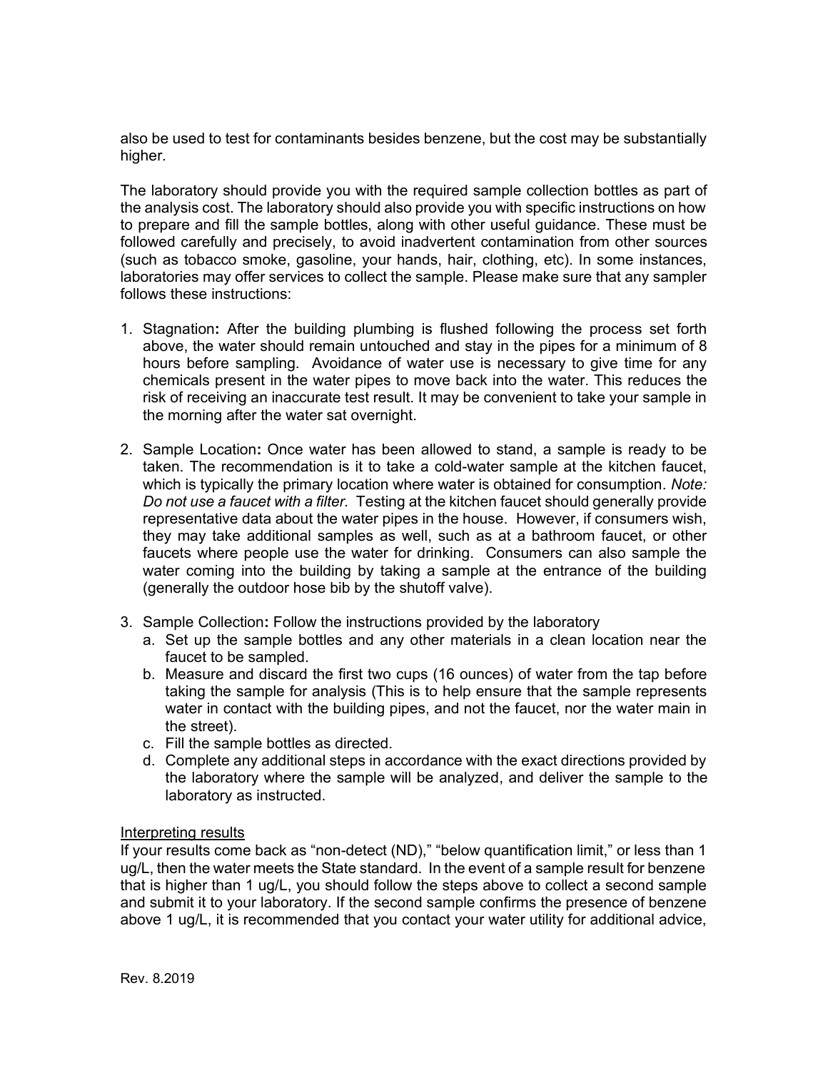also be used to test for contaminants besides benzene, but the cost may be substantially higher.

The laboratory should provide you with the required sample collection bottles as part of the analysis cost. The laboratory should also provide you with specific instructions on how to prepare and fill the sample bottles, along with other useful guidance. These must be followed carefully and precisely, to avoid inadvertent contamination from other sources (such as tobacco smoke, gasoline, your hands, hair, clothing, etc). In some instances, laboratories may offer services to collect the sample. Please make sure that any sampler follows these instructions:

1. Stagnation**:** After the building plumbing is flushed following the process set forth above, the water should remain untouched and stay in the pipes for a minimum of 8 hours before sampling. Avoidance of water use is necessary to give time for any chemicals present in the water pipes to move back into the water. This reduces the risk of receiving an inaccurate test result. It may be convenient to take your sample in the morning after the water sat overnight.

2. Sample Location**:** Once water has been allowed to stand, a sample is ready to be taken. The recommendation is it to take a cold-water sample at the kitchen faucet, which is typically the primary location where water is obtained for consumption. *Note: Do not use a faucet with a filter.* Testing at the kitchen faucet should generally provide representative data about the water pipes in the house. However, if consumers wish, they may take additional samples as well, such as at a bathroom faucet, or other faucets where people use the water for drinking. Consumers can also sample the water coming into the building by taking a sample at the entrance of the building (generally the outdoor hose bib by the shutoff valve).

3. Sample Collection**:** Follow the instructions provided by the laboratory
   a. Set up the sample bottles and any other materials in a clean location near the faucet to be sampled.
   b. Measure and discard the first two cups (16 ounces) of water from the tap before taking the sample for analysis (This is to help ensure that the sample represents water in contact with the building pipes, and not the faucet, nor the water main in the street).
   c. Fill the sample bottles as directed.
   d. Complete any additional steps in accordance with the exact directions provided by the laboratory where the sample will be analyzed, and deliver the sample to the laboratory as instructed.

<u>Interpreting results</u>

If your results come back as "non-detect (ND)," "below quantification limit," or less than 1 ug/L, then the water meets the State standard. In the event of a sample result for benzene that is higher than 1 ug/L, you should follow the steps above to collect a second sample and submit it to your laboratory. If the second sample confirms the presence of benzene above 1 ug/L, it is recommended that you contact your water utility for additional advice,

Rev. 8.2019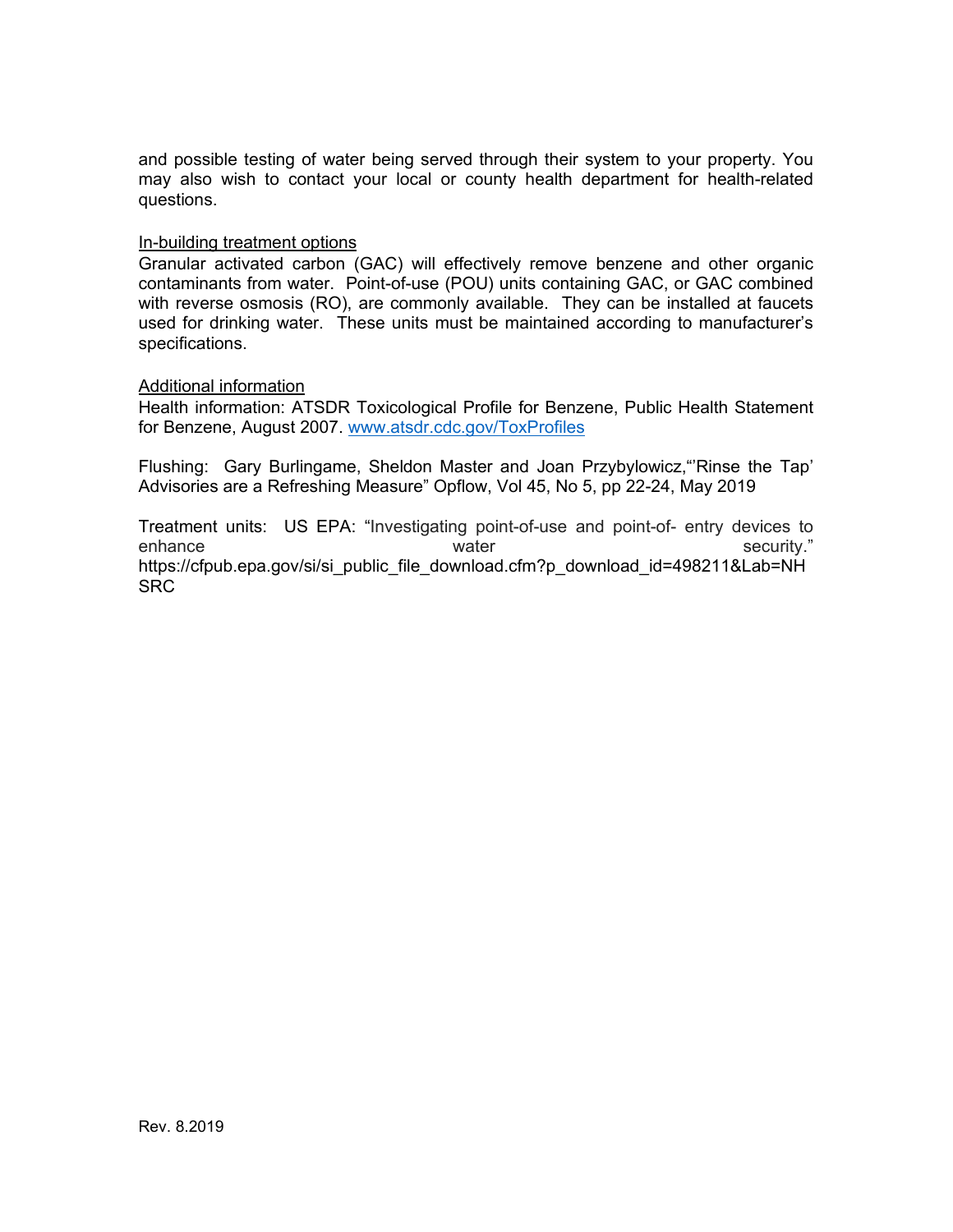and possible testing of water being served through their system to your property. You may also wish to contact your local or county health department for health-related questions.

In-building treatment options

Granular activated carbon (GAC) will effectively remove benzene and other organic contaminants from water. Point-of-use (POU) units containing GAC, or GAC combined with reverse osmosis (RO), are commonly available. They can be installed at faucets used for drinking water. These units must be maintained according to manufacturer's specifications.

Additional information

Health information: ATSDR Toxicological Profile for Benzene, Public Health Statement for Benzene, August 2007. www.atsdr.cdc.gov/ToxProfiles

Flushing: Gary Burlingame, Sheldon Master and Joan Przybylowicz,"'Rinse the Tap' Advisories are a Refreshing Measure" Opflow, Vol 45, No 5, pp 22-24, May 2019

Treatment units: US EPA: "Investigating point-of-use and point-of- entry devices to enhance water security." https://cfpub.epa.gov/si/si_public_file_download.cfm?p_download_id=498211&Lab=NHSRC

Rev. 8.2019